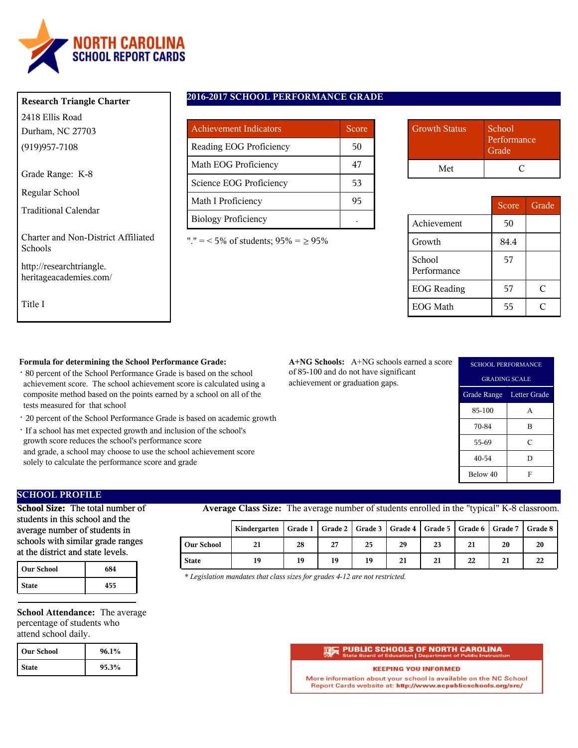# NORTH CAROLINA SCHOOL REPORT CARDS

**Research Triangle Charter**

2418 Ellis Road
Durham, NC 27703
(919)957-7108

Grade Range: K-8

Regular School

Traditional Calendar

Charter and Non-District Affiliated Schools

http://researchtriangle.heritageacademies.com/

Title I

## 2016-2017 SCHOOL PERFORMANCE GRADE

| Achievement Indicators | Score |
|---|---|
| Reading EOG Proficiency | 50 |
| Math EOG Proficiency | 47 |
| Science EOG Proficiency | 53 |
| Math I Proficiency | 95 |
| Biology Proficiency | . |

"." = < 5% of students; 95% = ≥ 95%

| Growth Status | School Performance Grade |
|---|---|
| Met | C |

| | Score | Grade |
|---|---|---|
| Achievement | 50 | |
| Growth | 84.4 | |
| School Performance | 57 | |
| EOG Reading | 57 | C |
| EOG Math | 55 | C |

**Formula for determining the School Performance Grade:**

- 80 percent of the School Performance Grade is based on the school achievement score. The school achievement score is calculated using a composite method based on the points earned by a school on all of the tests measured for that school
- 20 percent of the School Performance Grade is based on academic growth
- If a school has met expected growth and inclusion of the school's growth score reduces the school's performance score and grade, a school may choose to use the school achievement score solely to calculate the performance score and grade

**A+NG Schools:** A+NG schools earned a score of 85-100 and do not have significant achievement or graduation gaps.

**SCHOOL PERFORMANCE GRADING SCALE**

| Grade Range | Letter Grade |
|---|---|
| 85-100 | A |
| 70-84 | B |
| 55-69 | C |
| 40-54 | D |
| Below 40 | F |

## SCHOOL PROFILE

**School Size:** The total number of students in this school and the average number of students in schools with similar grade ranges at the district and state levels.

| | |
|---|---|
| Our School | 684 |
| State | 455 |

**School Attendance:** The average percentage of students who attend school daily.

| | |
|---|---|
| Our School | 96.1% |
| State | 95.3% |

**Average Class Size:** The average number of students enrolled in the "typical" K-8 classroom.

| | Kindergarten | Grade 1 | Grade 2 | Grade 3 | Grade 4 | Grade 5 | Grade 6 | Grade 7 | Grade 8 |
|---|---|---|---|---|---|---|---|---|---|
| Our School | 21 | 28 | 27 | 25 | 29 | 23 | 21 | 20 | 20 |
| State | 19 | 19 | 19 | 19 | 21 | 21 | 22 | 21 | 22 |

*\* Legislation mandates that class sizes for grades 4-12 are not restricted.*

**PUBLIC SCHOOLS OF NORTH CAROLINA**
State Board of Education | Department of Public Instruction

**KEEPING YOU INFORMED**

More information about your school is available on the NC School Report Cards website at: **http://www.ncpublicschools.org/src/**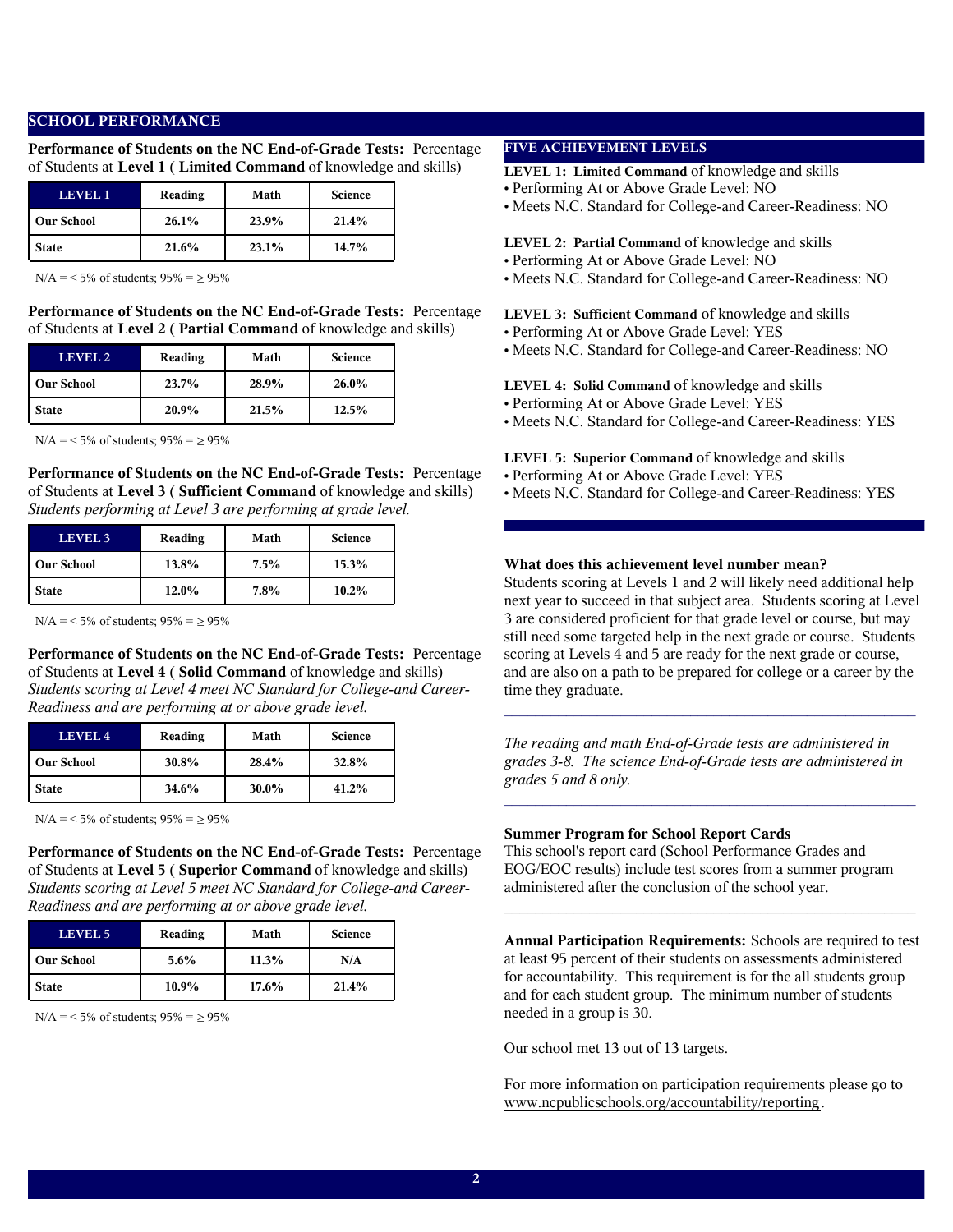## SCHOOL PERFORMANCE

**Performance of Students on the NC End-of-Grade Tests:** Percentage of Students at **Level 1** ( **Limited Command** of knowledge and skills)

| LEVEL 1 | Reading | Math | Science |
|---|---|---|---|
| Our School | 26.1% | 23.9% | 21.4% |
| State | 21.6% | 23.1% | 14.7% |

N/A = < 5% of students; 95% = ≥ 95%

**Performance of Students on the NC End-of-Grade Tests:** Percentage of Students at **Level 2** ( **Partial Command** of knowledge and skills)

| LEVEL 2 | Reading | Math | Science |
|---|---|---|---|
| Our School | 23.7% | 28.9% | 26.0% |
| State | 20.9% | 21.5% | 12.5% |

N/A = < 5% of students; 95% = ≥ 95%

**Performance of Students on the NC End-of-Grade Tests:** Percentage of Students at **Level 3** ( **Sufficient Command** of knowledge and skills)
*Students performing at Level 3 are performing at grade level.*

| LEVEL 3 | Reading | Math | Science |
|---|---|---|---|
| Our School | 13.8% | 7.5% | 15.3% |
| State | 12.0% | 7.8% | 10.2% |

N/A = < 5% of students; 95% = ≥ 95%

**Performance of Students on the NC End-of-Grade Tests:** Percentage of Students at **Level 4** ( **Solid Command** of knowledge and skills)
*Students scoring at Level 4 meet NC Standard for College-and Career-Readiness and are performing at or above grade level.*

| LEVEL 4 | Reading | Math | Science |
|---|---|---|---|
| Our School | 30.8% | 28.4% | 32.8% |
| State | 34.6% | 30.0% | 41.2% |

N/A = < 5% of students; 95% = ≥ 95%

**Performance of Students on the NC End-of-Grade Tests:** Percentage of Students at **Level 5** ( **Superior Command** of knowledge and skills)
*Students scoring at Level 5 meet NC Standard for College-and Career-Readiness and are performing at or above grade level.*

| LEVEL 5 | Reading | Math | Science |
|---|---|---|---|
| Our School | 5.6% | 11.3% | N/A |
| State | 10.9% | 17.6% | 21.4% |

N/A = < 5% of students; 95% = ≥ 95%

## FIVE ACHIEVEMENT LEVELS

**LEVEL 1: Limited Command** of knowledge and skills
- Performing At or Above Grade Level: NO
- Meets N.C. Standard for College-and Career-Readiness: NO

**LEVEL 2: Partial Command** of knowledge and skills
- Performing At or Above Grade Level: NO
- Meets N.C. Standard for College-and Career-Readiness: NO

**LEVEL 3: Sufficient Command** of knowledge and skills
- Performing At or Above Grade Level: YES
- Meets N.C. Standard for College-and Career-Readiness: NO

**LEVEL 4: Solid Command** of knowledge and skills
- Performing At or Above Grade Level: YES
- Meets N.C. Standard for College-and Career-Readiness: YES

**LEVEL 5: Superior Command** of knowledge and skills
- Performing At or Above Grade Level: YES
- Meets N.C. Standard for College-and Career-Readiness: YES

**What does this achievement level number mean?**
Students scoring at Levels 1 and 2 will likely need additional help next year to succeed in that subject area. Students scoring at Level 3 are considered proficient for that grade level or course, but may still need some targeted help in the next grade or course. Students scoring at Levels 4 and 5 are ready for the next grade or course, and are also on a path to be prepared for college or a career by the time they graduate.

---

*The reading and math End-of-Grade tests are administered in grades 3-8. The science End-of-Grade tests are administered in grades 5 and 8 only.*

---

**Summer Program for School Report Cards**
This school's report card (School Performance Grades and EOG/EOC results) include test scores from a summer program administered after the conclusion of the school year.

---

**Annual Participation Requirements:** Schools are required to test at least 95 percent of their students on assessments administered for accountability. This requirement is for the all students group and for each student group. The minimum number of students needed in a group is 30.

Our school met 13 out of 13 targets.

For more information on participation requirements please go to www.ncpublicschools.org/accountability/reporting.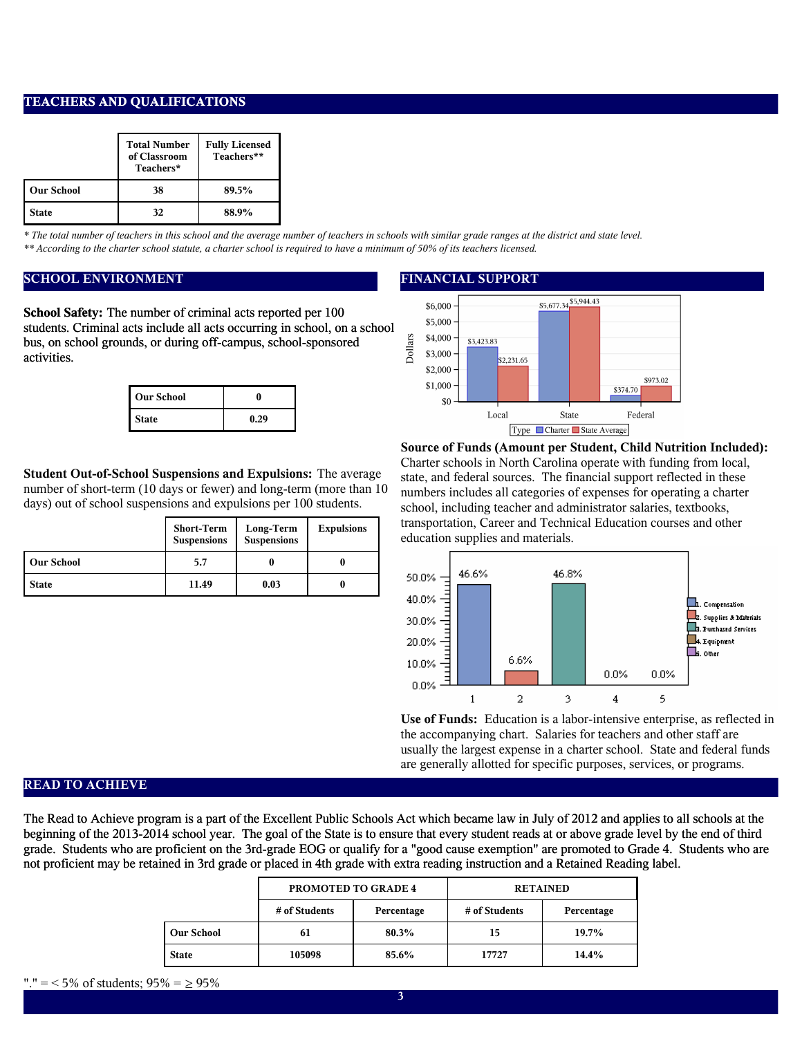## TEACHERS AND QUALIFICATIONS

| | Total Number of Classroom Teachers* | Fully Licensed Teachers** |
|---|---|---|
| Our School | 38 | 89.5% |
| State | 32 | 88.9% |

*\* The total number of teachers in this school and the average number of teachers in schools with similar grade ranges at the district and state level.*
*\*\* According to the charter school statute, a charter school is required to have a minimum of 50% of its teachers licensed.*

## SCHOOL ENVIRONMENT

**School Safety:** The number of criminal acts reported per 100 students. Criminal acts include all acts occurring in school, on a school bus, on school grounds, or during off-campus, school-sponsored activities.

| | |
|---|---|
| Our School | 0 |
| State | 0.29 |

**Student Out-of-School Suspensions and Expulsions:** The average number of short-term (10 days or fewer) and long-term (more than 10 days) out of school suspensions and expulsions per 100 students.

| | Short-Term Suspensions | Long-Term Suspensions | Expulsions |
|---|---|---|---|
| Our School | 5.7 | 0 | 0 |
| State | 11.49 | 0.03 | 0 |

## FINANCIAL SUPPORT

$6,000
$5,000
$4,000
$3,000
$2,000
$1,000
$0
Dollars
$3,423.83
$2,231.65
$5,677.34
$5,944.43
$374.70
$973.02
Local
State
Federal
Type Charter State Average

**Source of Funds (Amount per Student, Child Nutrition Included):** Charter schools in North Carolina operate with funding from local, state, and federal sources. The financial support reflected in these numbers includes all categories of expenses for operating a charter school, including teacher and administrator salaries, textbooks, transportation, Career and Technical Education courses and other education supplies and materials.

50.0%
40.0%
30.0%
20.0%
10.0%
0.0%
46.6%
6.6%
46.8%
0.0%
0.0%
1
2
3
4
5
1. Compensation
2. Supplies & Materials
3. Purchased Services
4. Equipment
5. Other

**Use of Funds:** Education is a labor-intensive enterprise, as reflected in the accompanying chart. Salaries for teachers and other staff are usually the largest expense in a charter school. State and federal funds are generally allotted for specific purposes, services, or programs.

## READ TO ACHIEVE

The Read to Achieve program is a part of the Excellent Public Schools Act which became law in July of 2012 and applies to all schools at the beginning of the 2013-2014 school year. The goal of the State is to ensure that every student reads at or above grade level by the end of third grade. Students who are proficient on the 3rd-grade EOG or qualify for a "good cause exemption" are promoted to Grade 4. Students who are not proficient may be retained in 3rd grade or placed in 4th grade with extra reading instruction and a Retained Reading label.

| | PROMOTED TO GRADE 4 | | RETAINED | |
|---|---|---|---|---|
| | # of Students | Percentage | # of Students | Percentage |
| Our School | 61 | 80.3% | 15 | 19.7% |
| State | 105098 | 85.6% | 17727 | 14.4% |

"." = < 5% of students; 95% = ≥ 95%